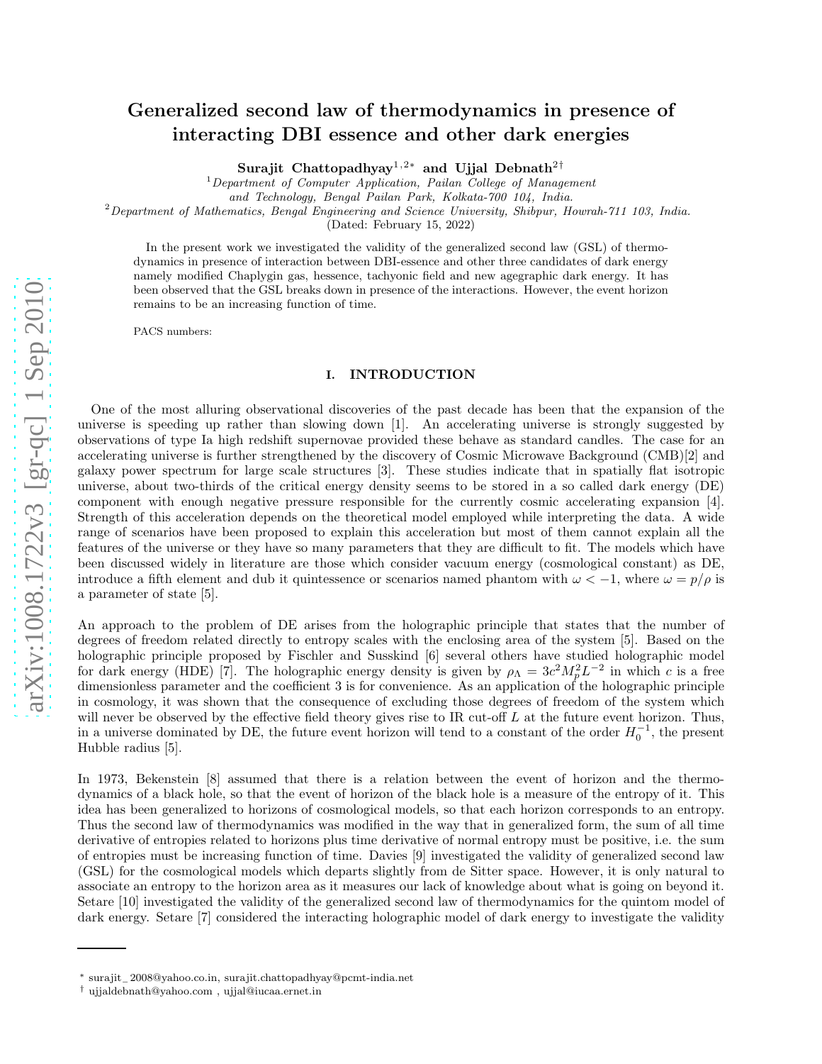# Generalized second law of thermodynamics in presence of interacting DBI essence and other dark energies

**Surajit Chattopadhyay[1,2*] and Ujjal Debnath[2†]**

[1] *Department of Computer Application, Pailan College of Management and Technology, Bengal Pailan Park, Kolkata-700 104, India.*

[2] *Department of Mathematics, Bengal Engineering and Science University, Shibpur, Howrah-711 103, India.*

(Dated: February 15, 2022)

In the present work we investigated the validity of the generalized second law (GSL) of thermodynamics in presence of interaction between DBI-essence and other three candidates of dark energy namely modified Chaplygin gas, hessence, tachyonic field and new agegraphic dark energy. It has been observed that the GSL breaks down in presence of the interactions. However, the event horizon remains to be an increasing function of time.

PACS numbers:

## I. INTRODUCTION

One of the most alluring observational discoveries of the past decade has been that the expansion of the universe is speeding up rather than slowing down [1]. An accelerating universe is strongly suggested by observations of type Ia high redshift supernovae provided these behave as standard candles. The case for an accelerating universe is further strengthened by the discovery of Cosmic Microwave Background (CMB)[2] and galaxy power spectrum for large scale structures [3]. These studies indicate that in spatially flat isotropic universe, about two-thirds of the critical energy density seems to be stored in a so called dark energy (DE) component with enough negative pressure responsible for the currently cosmic accelerating expansion [4]. Strength of this acceleration depends on the theoretical model employed while interpreting the data. A wide range of scenarios have been proposed to explain this acceleration but most of them cannot explain all the features of the universe or they have so many parameters that they are difficult to fit. The models which have been discussed widely in literature are those which consider vacuum energy (cosmological constant) as DE, introduce a fifth element and dub it quintessence or scenarios named phantom with $\omega < -1$, where $\omega = p/\rho$ is a parameter of state [5].

An approach to the problem of DE arises from the holographic principle that states that the number of degrees of freedom related directly to entropy scales with the enclosing area of the system [5]. Based on the holographic principle proposed by Fischler and Susskind [6] several others have studied holographic model for dark energy (HDE) [7]. The holographic energy density is given by $\rho_\Lambda = 3c^2 M_p^2 L^{-2}$ in which $c$ is a free dimensionless parameter and the coefficient 3 is for convenience. As an application of the holographic principle in cosmology, it was shown that the consequence of excluding those degrees of freedom of the system which will never be observed by the effective field theory gives rise to IR cut-off $L$ at the future event horizon. Thus, in a universe dominated by DE, the future event horizon will tend to a constant of the order $H_0^{-1}$, the present Hubble radius [5].

In 1973, Bekenstein [8] assumed that there is a relation between the event of horizon and the thermodynamics of a black hole, so that the event of horizon of the black hole is a measure of the entropy of it. This idea has been generalized to horizons of cosmological models, so that each horizon corresponds to an entropy. Thus the second law of thermodynamics was modified in the way that in generalized form, the sum of all time derivative of entropies related to horizons plus time derivative of normal entropy must be positive, i.e. the sum of entropies must be increasing function of time. Davies [9] investigated the validity of generalized second law (GSL) for the cosmological models which departs slightly from de Sitter space. However, it is only natural to associate an entropy to the horizon area as it measures our lack of knowledge about what is going on beyond it. Setare [10] investigated the validity of the generalized second law of thermodynamics for the quintom model of dark energy. Setare [7] considered the interacting holographic model of dark energy to investigate the validity

---

* surajit_2008@yahoo.co.in, surajit.chattopadhyay@pcmt-india.net

† ujjaldebnath@yahoo.com , ujjal@iucaa.ernet.in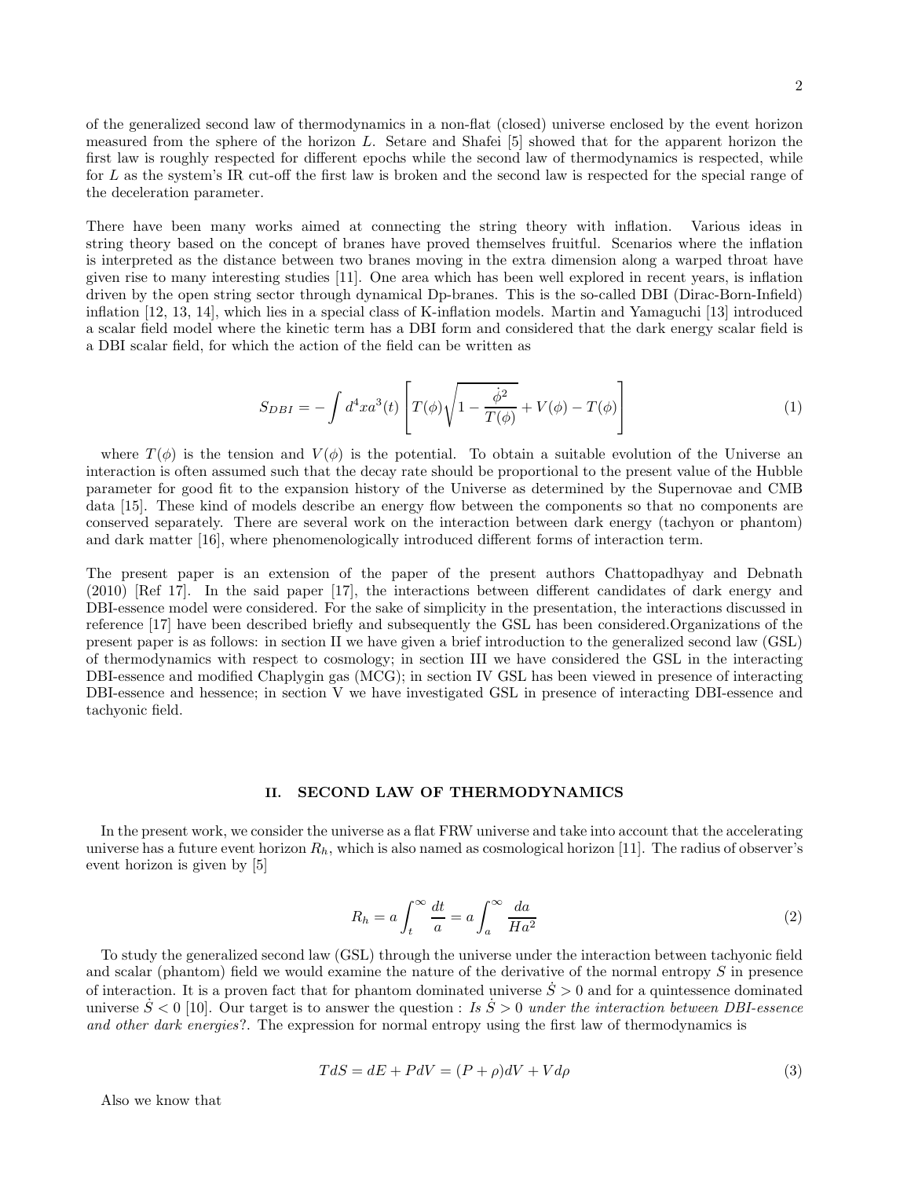of the generalized second law of thermodynamics in a non-flat (closed) universe enclosed by the event horizon measured from the sphere of the horizon $L$. Setare and Shafei [5] showed that for the apparent horizon the first law is roughly respected for different epochs while the second law of thermodynamics is respected, while for $L$ as the system's IR cut-off the first law is broken and the second law is respected for the special range of the deceleration parameter.

There have been many works aimed at connecting the string theory with inflation. Various ideas in string theory based on the concept of branes have proved themselves fruitful. Scenarios where the inflation is interpreted as the distance between two branes moving in the extra dimension along a warped throat have given rise to many interesting studies [11]. One area which has been well explored in recent years, is inflation driven by the open string sector through dynamical Dp-branes. This is the so-called DBI (Dirac-Born-Infield) inflation [12, 13, 14], which lies in a special class of K-inflation models. Martin and Yamaguchi [13] introduced a scalar field model where the kinetic term has a DBI form and considered that the dark energy scalar field is a DBI scalar field, for which the action of the field can be written as

$$S_{DBI} = -\int d^4x a^3(t) \left[ T(\phi)\sqrt{1 - \frac{\dot{\phi}^2}{T(\phi)}} + V(\phi) - T(\phi) \right] \tag{1}$$

where $T(\phi)$ is the tension and $V(\phi)$ is the potential. To obtain a suitable evolution of the Universe an interaction is often assumed such that the decay rate should be proportional to the present value of the Hubble parameter for good fit to the expansion history of the Universe as determined by the Supernovae and CMB data [15]. These kind of models describe an energy flow between the components so that no components are conserved separately. There are several work on the interaction between dark energy (tachyon or phantom) and dark matter [16], where phenomenologically introduced different forms of interaction term.

The present paper is an extension of the paper of the present authors Chattopadhyay and Debnath (2010) [Ref 17]. In the said paper [17], the interactions between different candidates of dark energy and DBI-essence model were considered. For the sake of simplicity in the presentation, the interactions discussed in reference [17] have been described briefly and subsequently the GSL has been considered.Organizations of the present paper is as follows: in section II we have given a brief introduction to the generalized second law (GSL) of thermodynamics with respect to cosmology; in section III we have considered the GSL in the interacting DBI-essence and modified Chaplygin gas (MCG); in section IV GSL has been viewed in presence of interacting DBI-essence and hessence; in section V we have investigated GSL in presence of interacting DBI-essence and tachyonic field.

## II. SECOND LAW OF THERMODYNAMICS

In the present work, we consider the universe as a flat FRW universe and take into account that the accelerating universe has a future event horizon $R_h$, which is also named as cosmological horizon [11]. The radius of observer's event horizon is given by [5]

$$R_h = a\int_t^\infty \frac{dt}{a} = a\int_a^\infty \frac{da}{Ha^2} \tag{2}$$

To study the generalized second law (GSL) through the universe under the interaction between tachyonic field and scalar (phantom) field we would examine the nature of the derivative of the normal entropy $S$ in presence of interaction. It is a proven fact that for phantom dominated universe $\dot{S} > 0$ and for a quintessence dominated universe $\dot{S} < 0$ [10]. Our target is to answer the question : *Is $\dot{S} > 0$ under the interaction between DBI-essence and other dark energies?*. The expression for normal entropy using the first law of thermodynamics is

$$TdS = dE + PdV = (P + \rho)dV + Vd\rho \tag{3}$$

Also we know that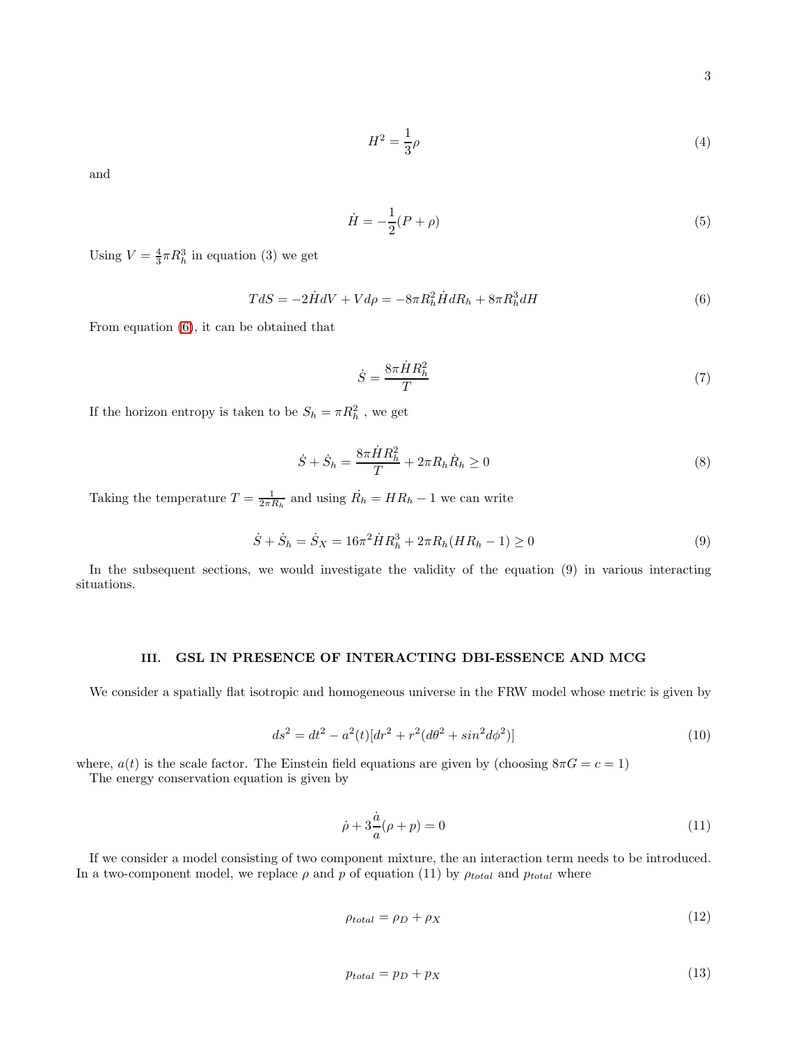$$H^2 = \frac{1}{3}\rho \tag{4}$$

and

$$\dot{H} = -\frac{1}{2}(P + \rho) \tag{5}$$

Using $V = \frac{4}{3}\pi R_h^3$ in equation (3) we get

$$TdS = -2\dot{H}dV + Vd\rho = -8\pi R_h^2 \dot{H} dR_h + 8\pi R_h^3 dH \tag{6}$$

From equation (6), it can be obtained that

$$\dot{S} = \frac{8\pi \dot{H} R_h^2}{T} \tag{7}$$

If the horizon entropy is taken to be $S_h = \pi R_h^2$ , we get

$$\dot{S} + \dot{S}_h = \frac{8\pi \dot{H} R_h^2}{T} + 2\pi R_h \dot{R}_h \geq 0 \tag{8}$$

Taking the temperature $T = \frac{1}{2\pi R_h}$ and using $\dot{R}_h = HR_h - 1$ we can write

$$\dot{S} + \dot{S}_h = \dot{S}_X = 16\pi^2 \dot{H} R_h^3 + 2\pi R_h (HR_h - 1) \geq 0 \tag{9}$$

In the subsequent sections, we would investigate the validity of the equation (9) in various interacting situations.

## III. GSL IN PRESENCE OF INTERACTING DBI-ESSENCE AND MCG

We consider a spatially flat isotropic and homogeneous universe in the FRW model whose metric is given by

$$ds^2 = dt^2 - a^2(t)[dr^2 + r^2(d\theta^2 + sin^2 d\phi^2)] \tag{10}$$

where, $a(t)$ is the scale factor. The Einstein field equations are given by (choosing $8\pi G = c = 1$)

The energy conservation equation is given by

$$\dot{\rho} + 3\frac{\dot{a}}{a}(\rho + p) = 0 \tag{11}$$

If we consider a model consisting of two component mixture, the an interaction term needs to be introduced. In a two-component model, we replace $\rho$ and $p$ of equation (11) by $\rho_{total}$ and $p_{total}$ where

$$\rho_{total} = \rho_D + \rho_X \tag{12}$$

$$p_{total} = p_D + p_X \tag{13}$$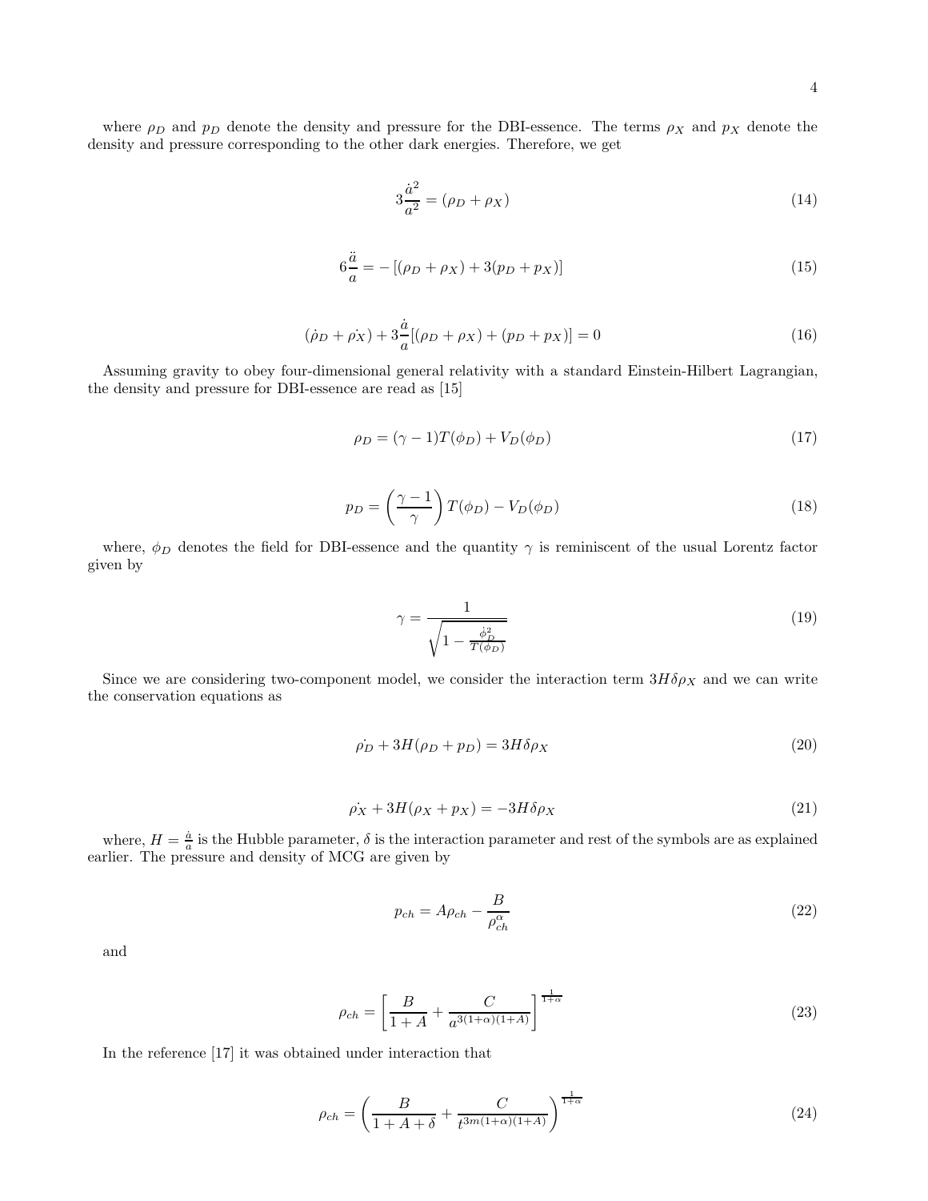where $\rho_D$ and $p_D$ denote the density and pressure for the DBI-essence. The terms $\rho_X$ and $p_X$ denote the density and pressure corresponding to the other dark energies. Therefore, we get

$$3\frac{\dot{a}^2}{a^2} = (\rho_D + \rho_X) \tag{14}$$

$$6\frac{\ddot{a}}{a} = -\left[(\rho_D + \rho_X) + 3(p_D + p_X)\right] \tag{15}$$

$$(\dot{\rho_D} + \dot{\rho_X}) + 3\frac{\dot{a}}{a}\left[(\rho_D + \rho_X) + (p_D + p_X)\right] = 0 \tag{16}$$

Assuming gravity to obey four-dimensional general relativity with a standard Einstein-Hilbert Lagrangian, the density and pressure for DBI-essence are read as [15]

$$\rho_D = (\gamma - 1)T(\phi_D) + V_D(\phi_D) \tag{17}$$

$$p_D = \left(\frac{\gamma - 1}{\gamma}\right)T(\phi_D) - V_D(\phi_D) \tag{18}$$

where, $\phi_D$ denotes the field for DBI-essence and the quantity $\gamma$ is reminiscent of the usual Lorentz factor given by

$$\gamma = \frac{1}{\sqrt{1 - \frac{\dot{\phi}_D^2}{T(\phi_D)}}} \tag{19}$$

Since we are considering two-component model, we consider the interaction term $3H\delta\rho_X$ and we can write the conservation equations as

$$\dot{\rho_D} + 3H(\rho_D + p_D) = 3H\delta\rho_X \tag{20}$$

$$\dot{\rho_X} + 3H(\rho_X + p_X) = -3H\delta\rho_X \tag{21}$$

where, $H = \frac{\dot{a}}{a}$ is the Hubble parameter, $\delta$ is the interaction parameter and rest of the symbols are as explained earlier. The pressure and density of MCG are given by

$$p_{ch} = A\rho_{ch} - \frac{B}{\rho_{ch}^{\alpha}} \tag{22}$$

and

$$\rho_{ch} = \left[\frac{B}{1+A} + \frac{C}{a^{3(1+\alpha)(1+A)}}\right]^{\frac{1}{1+\alpha}} \tag{23}$$

In the reference [17] it was obtained under interaction that

$$\rho_{ch} = \left(\frac{B}{1+A+\delta} + \frac{C}{t^{3m(1+\alpha)(1+A)}}\right)^{\frac{1}{1+\alpha}} \tag{24}$$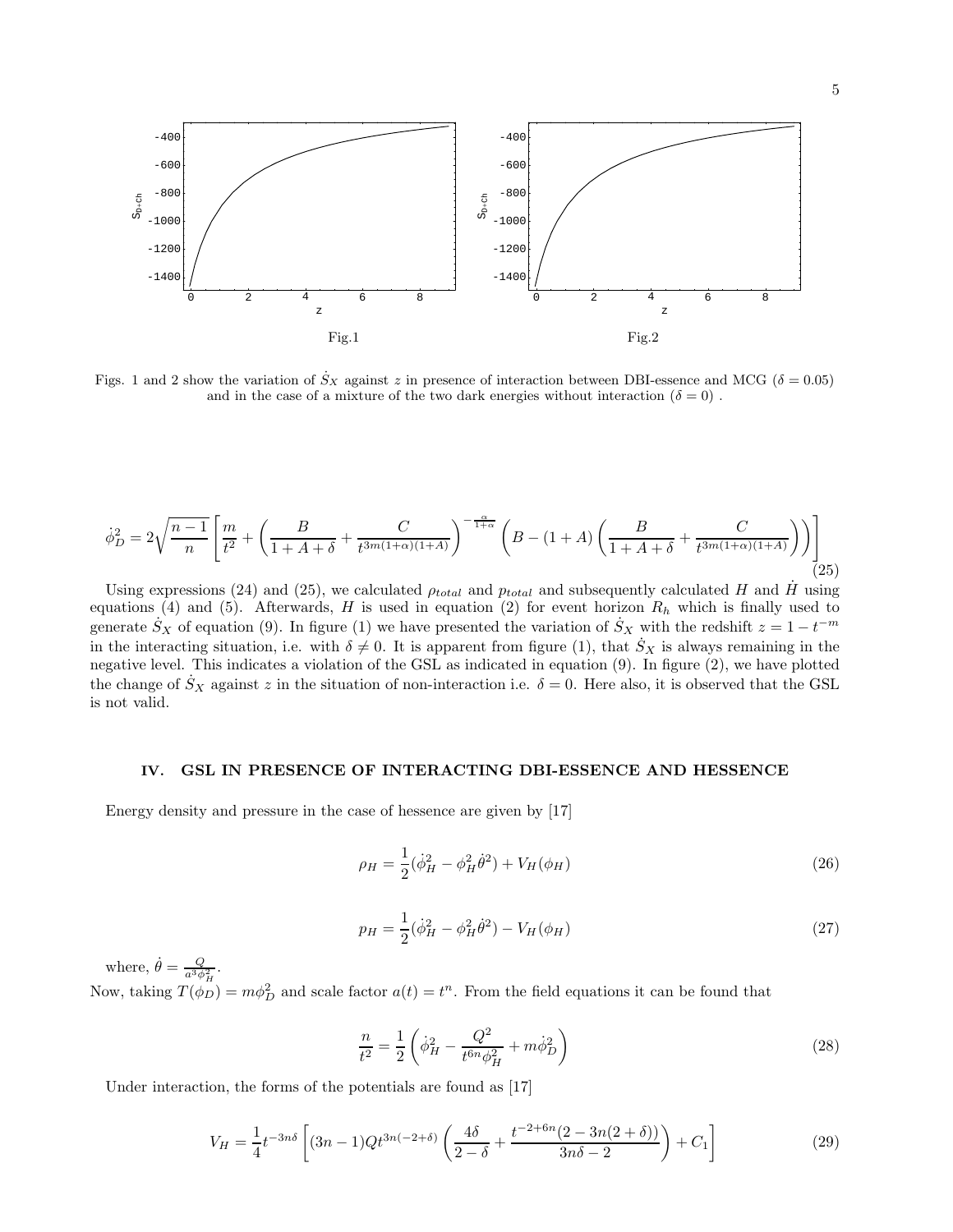Fig.1

Fig.2

Figs. 1 and 2 show the variation of $\dot{S}_X$ against $z$ in presence of interaction between DBI-essence and MCG ($\delta = 0.05$) and in the case of a mixture of the two dark energies without interaction ($\delta = 0$) .

$$\dot{\phi}_D^2 = 2\sqrt{\frac{n-1}{n}}\left[\frac{m}{t^2} + \left(\frac{B}{1+A+\delta} + \frac{C}{t^{3m(1+\alpha)(1+A)}}\right)^{-\frac{\alpha}{1+\alpha}}\left(B - (1+A)\left(\frac{B}{1+A+\delta} + \frac{C}{t^{3m(1+\alpha)(1+A)}}\right)\right)\right] \tag{25}$$

Using expressions (24) and (25), we calculated $\rho_{total}$ and $p_{total}$ and subsequently calculated $H$ and $\dot{H}$ using equations (4) and (5). Afterwards, $H$ is used in equation (2) for event horizon $R_h$ which is finally used to generate $\dot{S}_X$ of equation (9). In figure (1) we have presented the variation of $\dot{S}_X$ with the redshift $z = 1 - t^{-m}$ in the interacting situation, i.e. with $\delta \neq 0$. It is apparent from figure (1), that $\dot{S}_X$ is always remaining in the negative level. This indicates a violation of the GSL as indicated in equation (9). In figure (2), we have plotted the change of $\dot{S}_X$ against $z$ in the situation of non-interaction i.e. $\delta = 0$. Here also, it is observed that the GSL is not valid.

## IV. GSL IN PRESENCE OF INTERACTING DBI-ESSENCE AND HESSENCE

Energy density and pressure in the case of hessence are given by [17]

$$\rho_H = \frac{1}{2}(\dot{\phi}_H^2 - \phi_H^2\dot{\theta}^2) + V_H(\phi_H) \tag{26}$$

$$p_H = \frac{1}{2}(\dot{\phi}_H^2 - \phi_H^2\dot{\theta}^2) - V_H(\phi_H) \tag{27}$$

where, $\dot{\theta} = \frac{Q}{a^3\phi_H^2}$.

Now, taking $T(\phi_D) = m\phi_D^2$ and scale factor $a(t) = t^n$. From the field equations it can be found that

$$\frac{n}{t^2} = \frac{1}{2}\left(\dot{\phi}_H^2 - \frac{Q^2}{t^{6n}\phi_H^2} + m\dot{\phi}_D^2\right) \tag{28}$$

Under interaction, the forms of the potentials are found as [17]

$$V_H = \frac{1}{4}t^{-3n\delta}\left[(3n-1)Qt^{3n(-2+\delta)}\left(\frac{4\delta}{2-\delta} + \frac{t^{-2+6n}(2-3n(2+\delta))}{3n\delta - 2}\right) + C_1\right] \tag{29}$$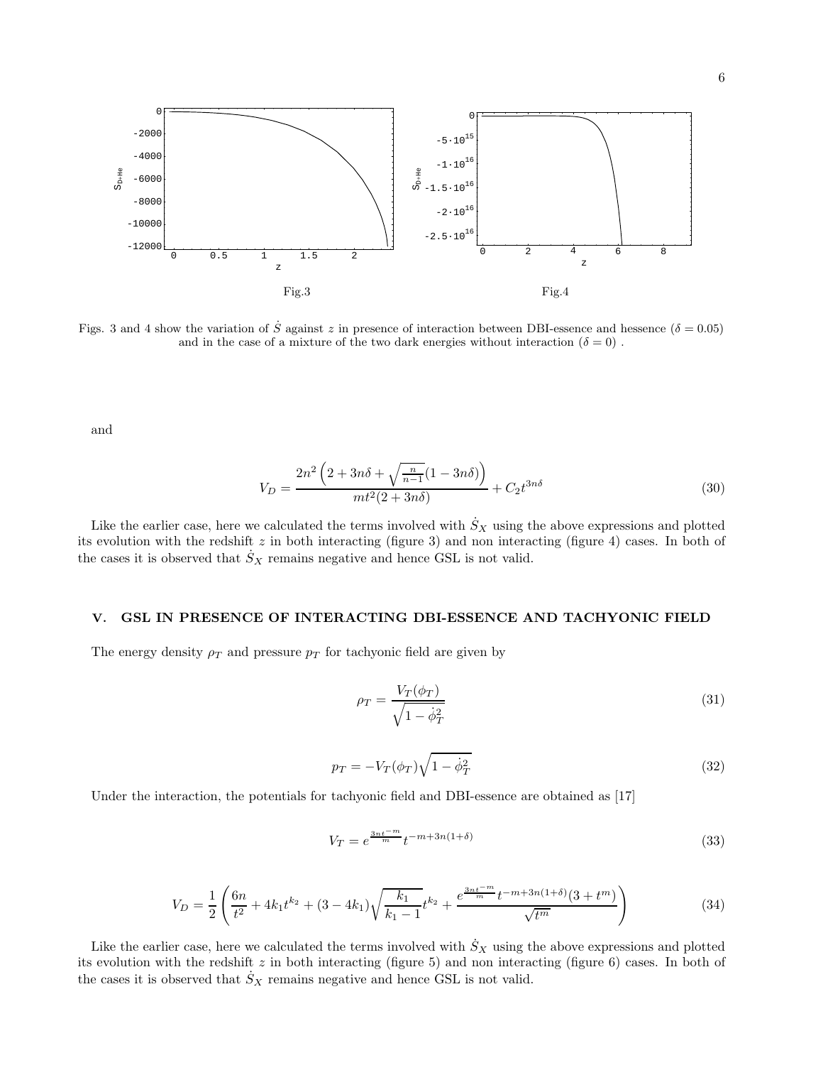Fig.3

Fig.4

Figs. 3 and 4 show the variation of $\dot{S}$ against $z$ in presence of interaction between DBI-essence and hessence ($\delta = 0.05$) and in the case of a mixture of the two dark energies without interaction ($\delta = 0$) .

and

$$V_D = \frac{2n^2\left(2 + 3n\delta + \sqrt{\frac{n}{n-1}}(1 - 3n\delta)\right)}{mt^2(2 + 3n\delta)} + C_2 t^{3n\delta} \tag{30}$$

Like the earlier case, here we calculated the terms involved with $\dot{S}_X$ using the above expressions and plotted its evolution with the redshift $z$ in both interacting (figure 3) and non interacting (figure 4) cases. In both of the cases it is observed that $\dot{S}_X$ remains negative and hence GSL is not valid.

## V. GSL IN PRESENCE OF INTERACTING DBI-ESSENCE AND TACHYONIC FIELD

The energy density $\rho_T$ and pressure $p_T$ for tachyonic field are given by

$$\rho_T = \frac{V_T(\phi_T)}{\sqrt{1 - \dot{\phi}_T^2}} \tag{31}$$

$$p_T = -V_T(\phi_T)\sqrt{1 - \dot{\phi}_T^2} \tag{32}$$

Under the interaction, the potentials for tachyonic field and DBI-essence are obtained as [17]

$$V_T = e^{\frac{3nt^{-m}}{m}} t^{-m+3n(1+\delta)} \tag{33}$$

$$V_D = \frac{1}{2}\left(\frac{6n}{t^2} + 4k_1 t^{k_2} + (3 - 4k_1)\sqrt{\frac{k_1}{k_1 - 1}}t^{k_2} + \frac{e^{\frac{3nt^{-m}}{m}} t^{-m+3n(1+\delta)}(3 + t^m)}{\sqrt{t^m}}\right) \tag{34}$$

Like the earlier case, here we calculated the terms involved with $\dot{S}_X$ using the above expressions and plotted its evolution with the redshift $z$ in both interacting (figure 5) and non interacting (figure 6) cases. In both of the cases it is observed that $\dot{S}_X$ remains negative and hence GSL is not valid.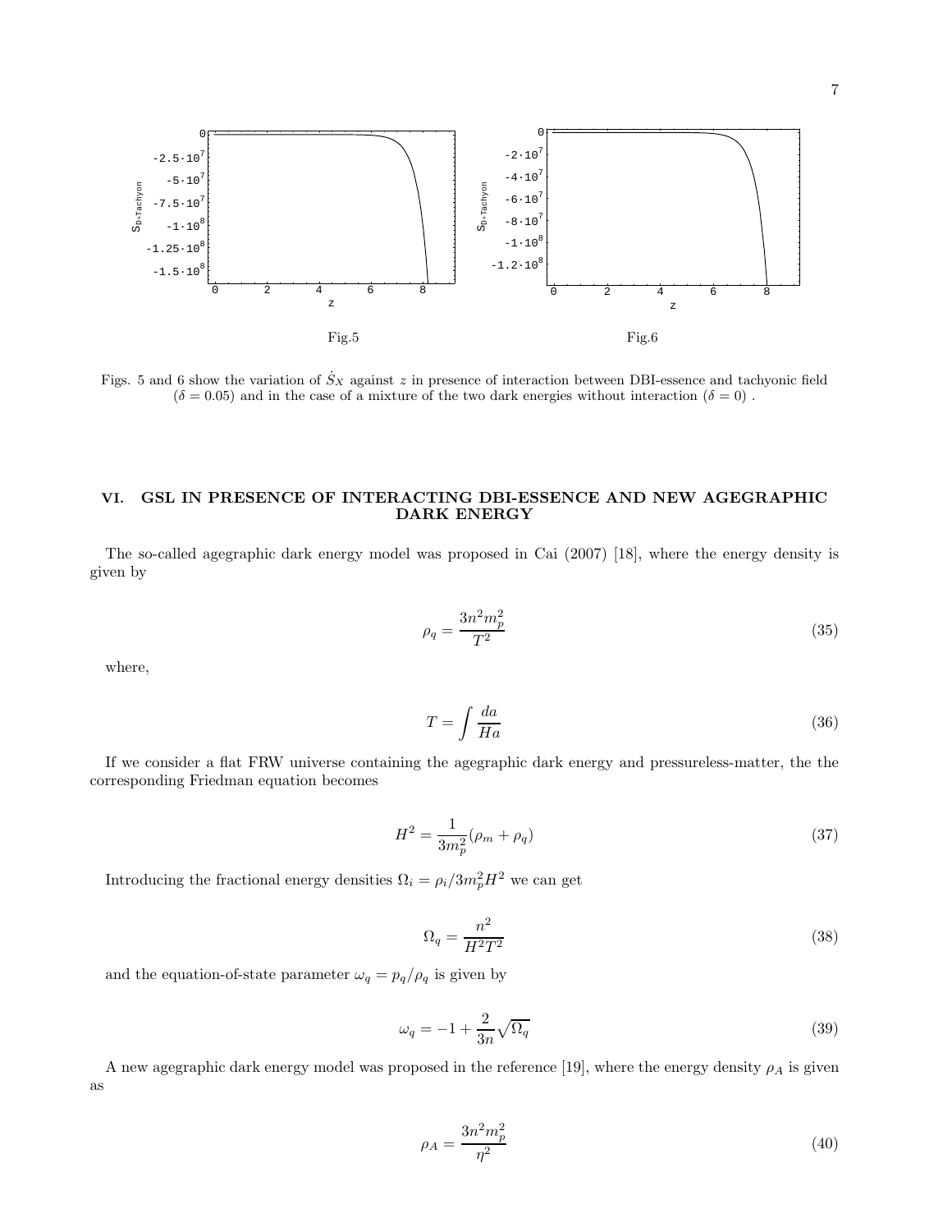Fig.5

Fig.6

Figs. 5 and 6 show the variation of $\dot{S}_X$ against $z$ in presence of interaction between DBI-essence and tachyonic field ($\delta = 0.05$) and in the case of a mixture of the two dark energies without interaction ($\delta = 0$) .

## VI. GSL IN PRESENCE OF INTERACTING DBI-ESSENCE AND NEW AGEGRAPHIC DARK ENERGY

The so-called agegraphic dark energy model was proposed in Cai (2007) [18], where the energy density is given by

$$\rho_q = \frac{3n^2 m_p^2}{T^2} \tag{35}$$

where,

$$T = \int \frac{da}{Ha} \tag{36}$$

If we consider a flat FRW universe containing the agegraphic dark energy and pressureless-matter, the the corresponding Friedman equation becomes

$$H^2 = \frac{1}{3m_p^2}(\rho_m + \rho_q) \tag{37}$$

Introducing the fractional energy densities $\Omega_i = \rho_i / 3m_p^2 H^2$ we can get

$$\Omega_q = \frac{n^2}{H^2 T^2} \tag{38}$$

and the equation-of-state parameter $\omega_q = p_q/\rho_q$ is given by

$$\omega_q = -1 + \frac{2}{3n}\sqrt{\Omega_q} \tag{39}$$

A new agegraphic dark energy model was proposed in the reference [19], where the energy density $\rho_A$ is given as

$$\rho_A = \frac{3n^2 m_p^2}{\eta^2} \tag{40}$$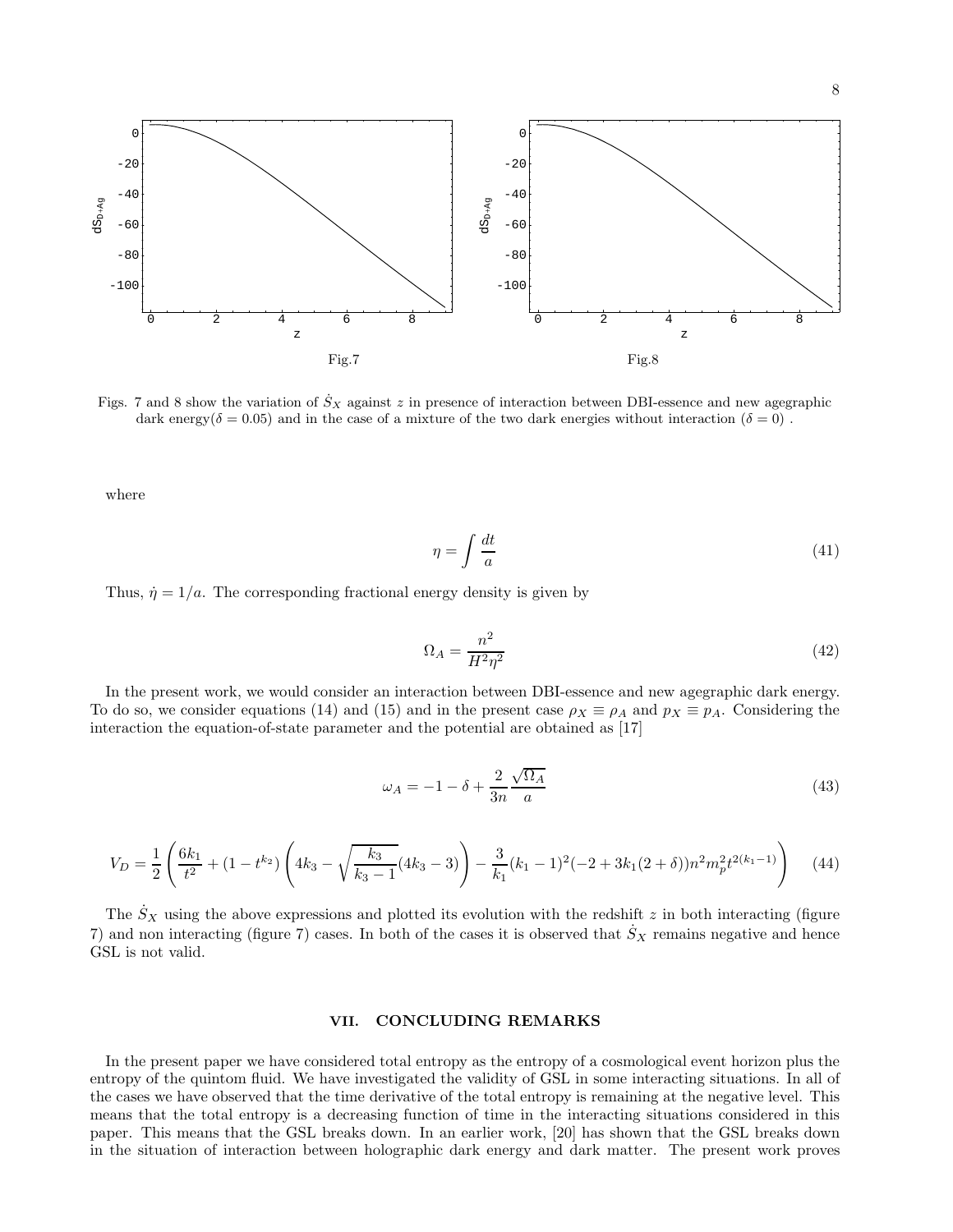Fig.7

Fig.8

Figs. 7 and 8 show the variation of $\dot{S}_X$ against $z$ in presence of interaction between DBI-essence and new agegraphic dark energy($\delta = 0.05$) and in the case of a mixture of the two dark energies without interaction ($\delta = 0$) .

where

$$\eta = \int \frac{dt}{a} \tag{41}$$

Thus, $\dot{\eta} = 1/a$. The corresponding fractional energy density is given by

$$\Omega_A = \frac{n^2}{H^2 \eta^2} \tag{42}$$

In the present work, we would consider an interaction between DBI-essence and new agegraphic dark energy. To do so, we consider equations (14) and (15) and in the present case $\rho_X \equiv \rho_A$ and $p_X \equiv p_A$. Considering the interaction the equation-of-state parameter and the potential are obtained as [17]

$$\omega_A = -1 - \delta + \frac{2}{3n}\frac{\sqrt{\Omega_A}}{a} \tag{43}$$

$$V_D = \frac{1}{2}\left(\frac{6k_1}{t^2} + (1 - t^{k_2})\left(4k_3 - \sqrt{\frac{k_3}{k_3 - 1}}(4k_3 - 3)\right) - \frac{3}{k_1}(k_1 - 1)^2(-2 + 3k_1(2 + \delta))n^2 m_p^2 t^{2(k_1 - 1)}\right) \tag{44}$$

The $\dot{S}_X$ using the above expressions and plotted its evolution with the redshift $z$ in both interacting (figure 7) and non interacting (figure 7) cases. In both of the cases it is observed that $\dot{S}_X$ remains negative and hence GSL is not valid.

## VII. CONCLUDING REMARKS

In the present paper we have considered total entropy as the entropy of a cosmological event horizon plus the entropy of the quintom fluid. We have investigated the validity of GSL in some interacting situations. In all of the cases we have observed that the time derivative of the total entropy is remaining at the negative level. This means that the total entropy is a decreasing function of time in the interacting situations considered in this paper. This means that the GSL breaks down. In an earlier work, [20] has shown that the GSL breaks down in the situation of interaction between holographic dark energy and dark matter. The present work proves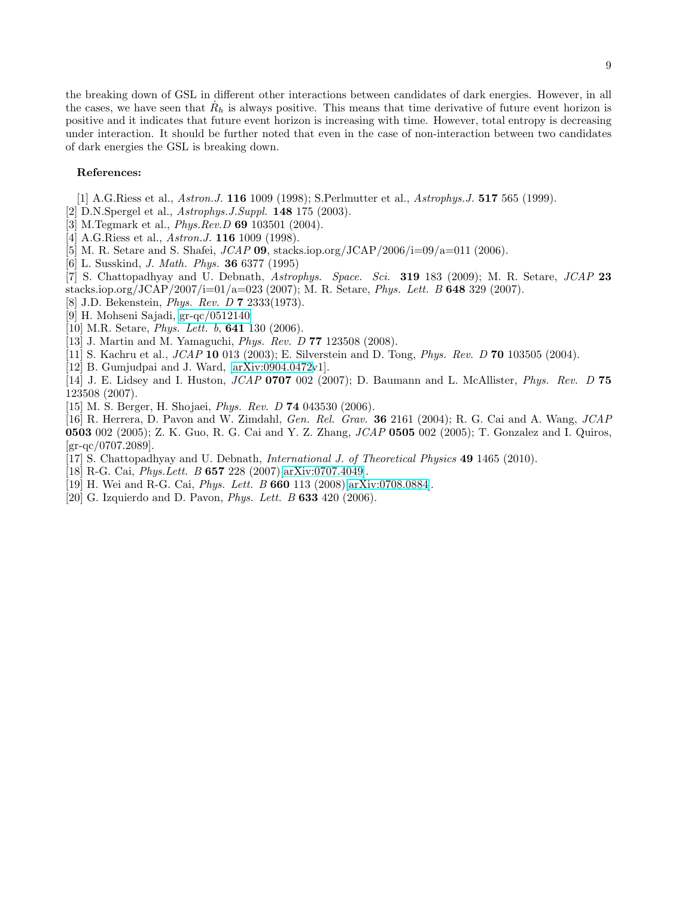the breaking down of GSL in different other interactions between candidates of dark energies. However, in all the cases, we have seen that $\dot{R}_h$ is always positive. This means that time derivative of future event horizon is positive and it indicates that future event horizon is increasing with time. However, total entropy is decreasing under interaction. It should be further noted that even in the case of non-interaction between two candidates of dark energies the GSL is breaking down.

**References:**

[1] A.G.Riess et al., *Astron.J.* **116** 1009 (1998); S.Perlmutter et al., *Astrophys.J.* **517** 565 (1999).
[2] D.N.Spergel et al., *Astrophys.J.Suppl.* **148** 175 (2003).
[3] M.Tegmark et al., *Phys.Rev.D* **69** 103501 (2004).
[4] A.G.Riess et al., *Astron.J.* **116** 1009 (1998).
[5] M. R. Setare and S. Shafei, *JCAP* **09**, stacks.iop.org/JCAP/2006/i=09/a=011 (2006).
[6] L. Susskind, *J. Math. Phys.* **36** 6377 (1995)
[7] S. Chattopadhyay and U. Debnath, *Astrophys. Space. Sci.* **319** 183 (2009); M. R. Setare, *JCAP* **23** stacks.iop.org/JCAP/2007/i=01/a=023 (2007); M. R. Setare, *Phys. Lett. B* **648** 329 (2007).
[8] J.D. Bekenstein, *Phys. Rev. D* **7** 2333(1973).
[9] H. Mohseni Sajadi, gr-qc/0512140.
[10] M.R. Setare, *Phys. Lett. b*, **641** 130 (2006).
[13] J. Martin and M. Yamaguchi, *Phys. Rev. D* **77** 123508 (2008).
[11] S. Kachru et al., *JCAP* **10** 013 (2003); E. Silverstein and D. Tong, *Phys. Rev. D* **70** 103505 (2004).
[12] B. Gumjudpai and J. Ward, [arXiv:0904.0472v1].
[14] J. E. Lidsey and I. Huston, *JCAP* **0707** 002 (2007); D. Baumann and L. McAllister, *Phys. Rev. D* **75** 123508 (2007).
[15] M. S. Berger, H. Shojaei, *Phys. Rev. D* **74** 043530 (2006).
[16] R. Herrera, D. Pavon and W. Zimdahl, *Gen. Rel. Grav.* **36** 2161 (2004); R. G. Cai and A. Wang, *JCAP* **0503** 002 (2005); Z. K. Guo, R. G. Cai and Y. Z. Zhang, *JCAP* **0505** 002 (2005); T. Gonzalez and I. Quiros, [gr-qc/0707.2089].
[17] S. Chattopadhyay and U. Debnath, *International J. of Theoretical Physics* **49** 1465 (2010).
[18] R-G. Cai, *Phys.Lett. B* **657** 228 (2007)[arXiv:0707.4049].
[19] H. Wei and R-G. Cai, *Phys. Lett. B* **660** 113 (2008)[arXiv:0708.0884].
[20] G. Izquierdo and D. Pavon, *Phys. Lett. B* **633** 420 (2006).